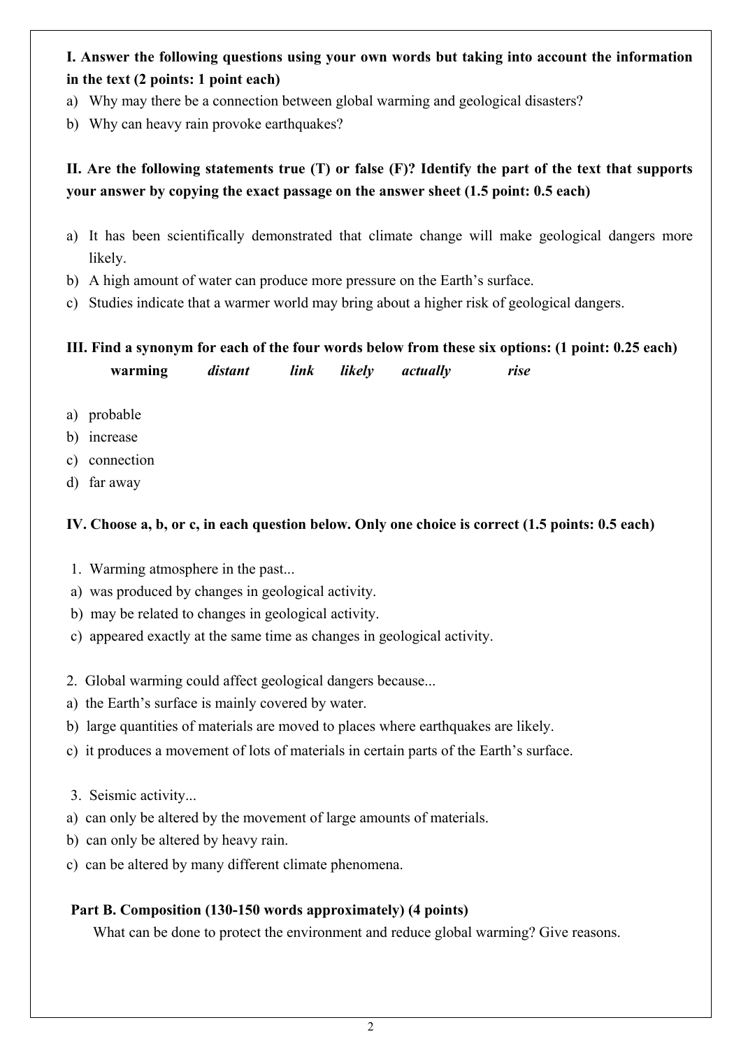**I. Answer the following questions using your own words but taking into account the information in the text (2 points: 1 point each)**

a) Why may there be a connection between global warming and geological disasters?

b) Why can heavy rain provoke earthquakes?

**II. Are the following statements true (T) or false (F)? Identify the part of the text that supports your answer by copying the exact passage on the answer sheet (1.5 point: 0.5 each)**

a) It has been scientifically demonstrated that climate change will make geological dangers more likely.

b) A high amount of water can produce more pressure on the Earth's surface.

c) Studies indicate that a warmer world may bring about a higher risk of geological dangers.

**III. Find a synonym for each of the four words below from these six options: (1 point: 0.25 each)**

**warming** ***distant*** ***link*** ***likely*** ***actually*** ***rise***

a) probable

b) increase

c) connection

d) far away

**IV. Choose a, b, or c, in each question below. Only one choice is correct (1.5 points: 0.5 each)**

1. Warming atmosphere in the past...

a) was produced by changes in geological activity.

b) may be related to changes in geological activity.

c) appeared exactly at the same time as changes in geological activity.

2. Global warming could affect geological dangers because...

a) the Earth's surface is mainly covered by water.

b) large quantities of materials are moved to places where earthquakes are likely.

c) it produces a movement of lots of materials in certain parts of the Earth's surface.

3. Seismic activity...

a) can only be altered by the movement of large amounts of materials.

b) can only be altered by heavy rain.

c) can be altered by many different climate phenomena.

**Part B. Composition (130-150 words approximately) (4 points)**

What can be done to protect the environment and reduce global warming? Give reasons.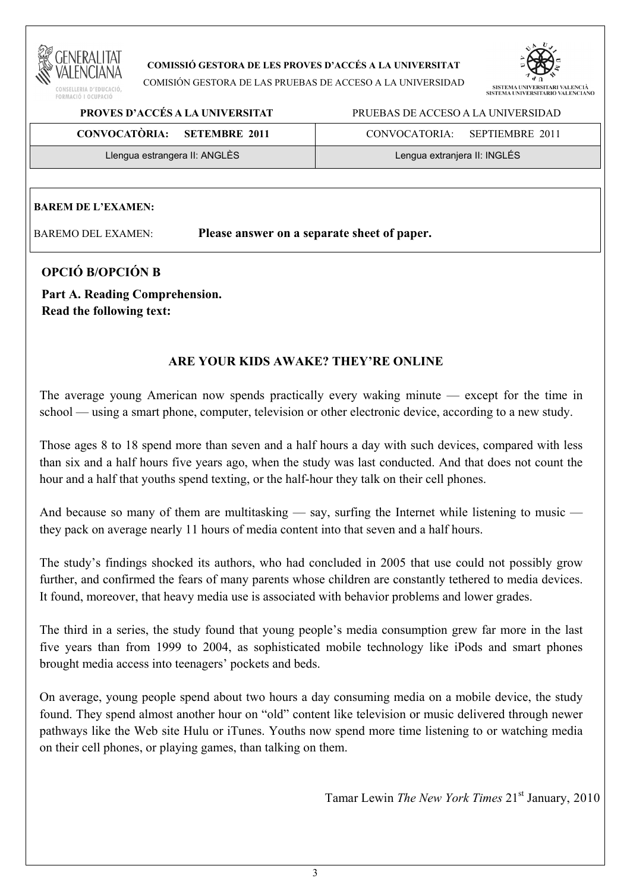**COMISSIÓ GESTORA DE LES PROVES D'ACCÉS A LA UNIVERSITAT**

COMISIÓN GESTORA DE LAS PRUEBAS DE ACCESO A LA UNIVERSIDAD

| **PROVES D'ACCÉS A LA UNIVERSITAT** | PRUEBAS DE ACCESO A LA UNIVERSIDAD |
| --- | --- |
| **CONVOCATÒRIA: SETEMBRE 2011** | CONVOCATORIA: SEPTIEMBRE 2011 |
| Llengua estrangera II: ANGLÈS | Lengua extranjera II: INGLÉS |

**BAREM DE L'EXAMEN:**

BAREMO DEL EXAMEN: **Please answer on a separate sheet of paper.**

## OPCIÓ B/OPCIÓN B

**Part A. Reading Comprehension.**
**Read the following text:**

### ARE YOUR KIDS AWAKE? THEY'RE ONLINE

The average young American now spends practically every waking minute — except for the time in school — using a smart phone, computer, television or other electronic device, according to a new study.

Those ages 8 to 18 spend more than seven and a half hours a day with such devices, compared with less than six and a half hours five years ago, when the study was last conducted. And that does not count the hour and a half that youths spend texting, or the half-hour they talk on their cell phones.

And because so many of them are multitasking — say, surfing the Internet while listening to music — they pack on average nearly 11 hours of media content into that seven and a half hours.

The study's findings shocked its authors, who had concluded in 2005 that use could not possibly grow further, and confirmed the fears of many parents whose children are constantly tethered to media devices. It found, moreover, that heavy media use is associated with behavior problems and lower grades.

The third in a series, the study found that young people's media consumption grew far more in the last five years than from 1999 to 2004, as sophisticated mobile technology like iPods and smart phones brought media access into teenagers' pockets and beds.

On average, young people spend about two hours a day consuming media on a mobile device, the study found. They spend almost another hour on "old" content like television or music delivered through newer pathways like the Web site Hulu or iTunes. Youths now spend more time listening to or watching media on their cell phones, or playing games, than talking on them.

Tamar Lewin *The New York Times* 21st January, 2010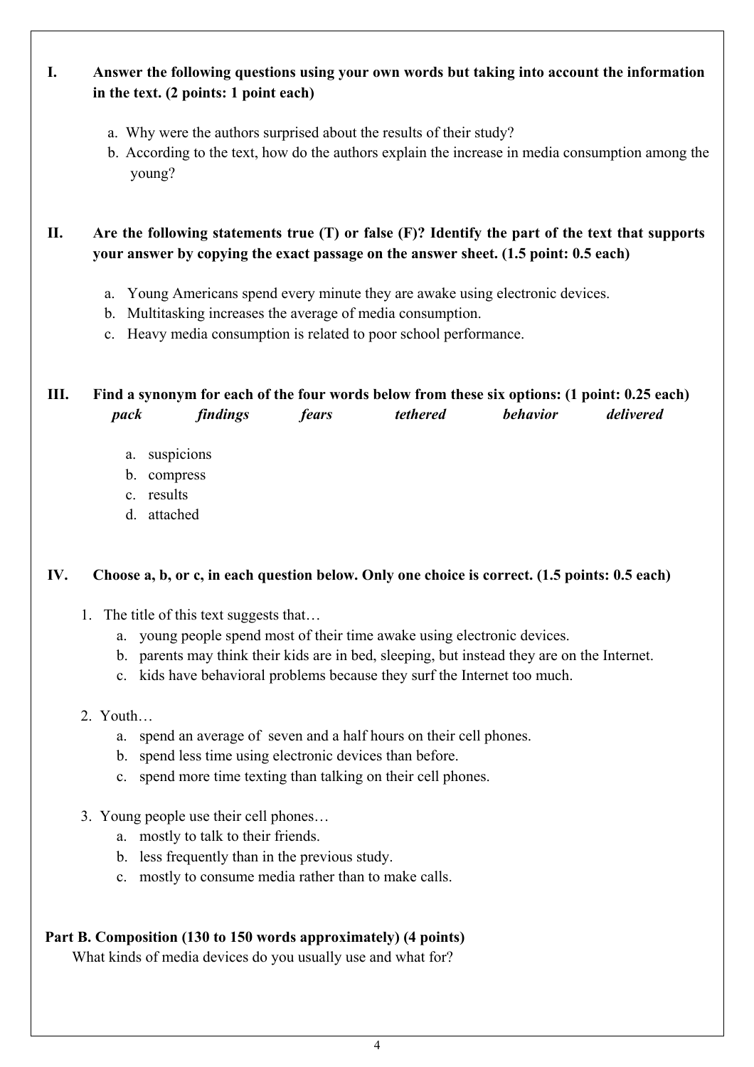**I. Answer the following questions using your own words but taking into account the information in the text. (2 points: 1 point each)**

a. Why were the authors surprised about the results of their study?
b. According to the text, how do the authors explain the increase in media consumption among the young?

**II. Are the following statements true (T) or false (F)? Identify the part of the text that supports your answer by copying the exact passage on the answer sheet. (1.5 point: 0.5 each)**

a. Young Americans spend every minute they are awake using electronic devices.
b. Multitasking increases the average of media consumption.
c. Heavy media consumption is related to poor school performance.

**III. Find a synonym for each of the four words below from these six options: (1 point: 0.25 each)**

***pack*** ***findings*** ***fears*** ***tethered*** ***behavior*** ***delivered***

a. suspicions
b. compress
c. results
d. attached

**IV. Choose a, b, or c, in each question below. Only one choice is correct. (1.5 points: 0.5 each)**

1. The title of this text suggests that…
   a. young people spend most of their time awake using electronic devices.
   b. parents may think their kids are in bed, sleeping, but instead they are on the Internet.
   c. kids have behavioral problems because they surf the Internet too much.

2. Youth…
   a. spend an average of seven and a half hours on their cell phones.
   b. spend less time using electronic devices than before.
   c. spend more time texting than talking on their cell phones.

3. Young people use their cell phones…
   a. mostly to talk to their friends.
   b. less frequently than in the previous study.
   c. mostly to consume media rather than to make calls.

**Part B. Composition (130 to 150 words approximately) (4 points)**

What kinds of media devices do you usually use and what for?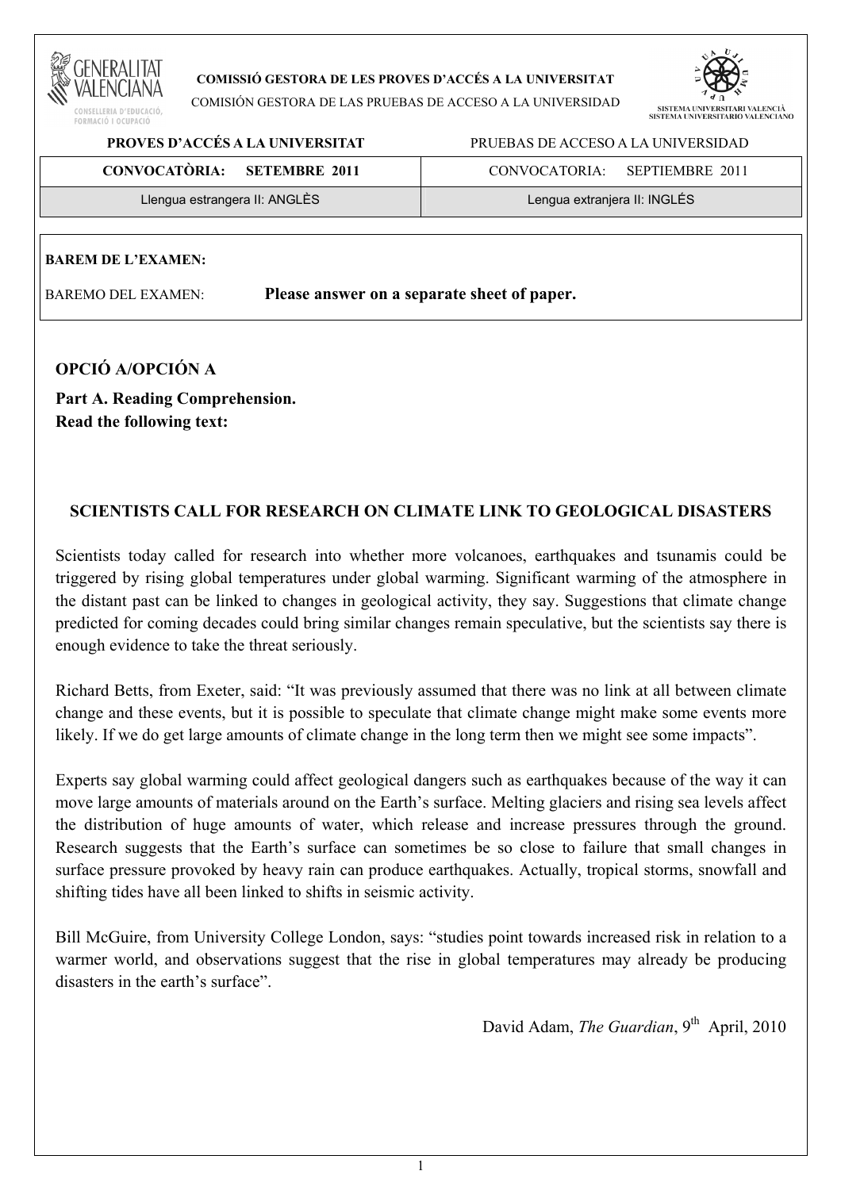**COMISSIÓ GESTORA DE LES PROVES D'ACCÉS A LA UNIVERSITAT**
COMISIÓN GESTORA DE LAS PRUEBAS DE ACCESO A LA UNIVERSIDAD

| | |
|---|---|
| **PROVES D'ACCÉS A LA UNIVERSITAT** | PRUEBAS DE ACCESO A LA UNIVERSIDAD |
| **CONVOCATÒRIA: SETEMBRE 2011** | CONVOCATORIA: SEPTIEMBRE 2011 |
| Llengua estrangera II: ANGLÈS | Lengua extranjera II: INGLÉS |

**BAREM DE L'EXAMEN:**

BAREMO DEL EXAMEN: **Please answer on a separate sheet of paper.**

## OPCIÓ A/OPCIÓN A

**Part A. Reading Comprehension.**
**Read the following text:**

### SCIENTISTS CALL FOR RESEARCH ON CLIMATE LINK TO GEOLOGICAL DISASTERS

Scientists today called for research into whether more volcanoes, earthquakes and tsunamis could be triggered by rising global temperatures under global warming. Significant warming of the atmosphere in the distant past can be linked to changes in geological activity, they say. Suggestions that climate change predicted for coming decades could bring similar changes remain speculative, but the scientists say there is enough evidence to take the threat seriously.

Richard Betts, from Exeter, said: "It was previously assumed that there was no link at all between climate change and these events, but it is possible to speculate that climate change might make some events more likely. If we do get large amounts of climate change in the long term then we might see some impacts".

Experts say global warming could affect geological dangers such as earthquakes because of the way it can move large amounts of materials around on the Earth's surface. Melting glaciers and rising sea levels affect the distribution of huge amounts of water, which release and increase pressures through the ground. Research suggests that the Earth's surface can sometimes be so close to failure that small changes in surface pressure provoked by heavy rain can produce earthquakes. Actually, tropical storms, snowfall and shifting tides have all been linked to shifts in seismic activity.

Bill McGuire, from University College London, says: "studies point towards increased risk in relation to a warmer world, and observations suggest that the rise in global temperatures may already be producing disasters in the earth's surface".

David Adam, *The Guardian*, 9th April, 2010